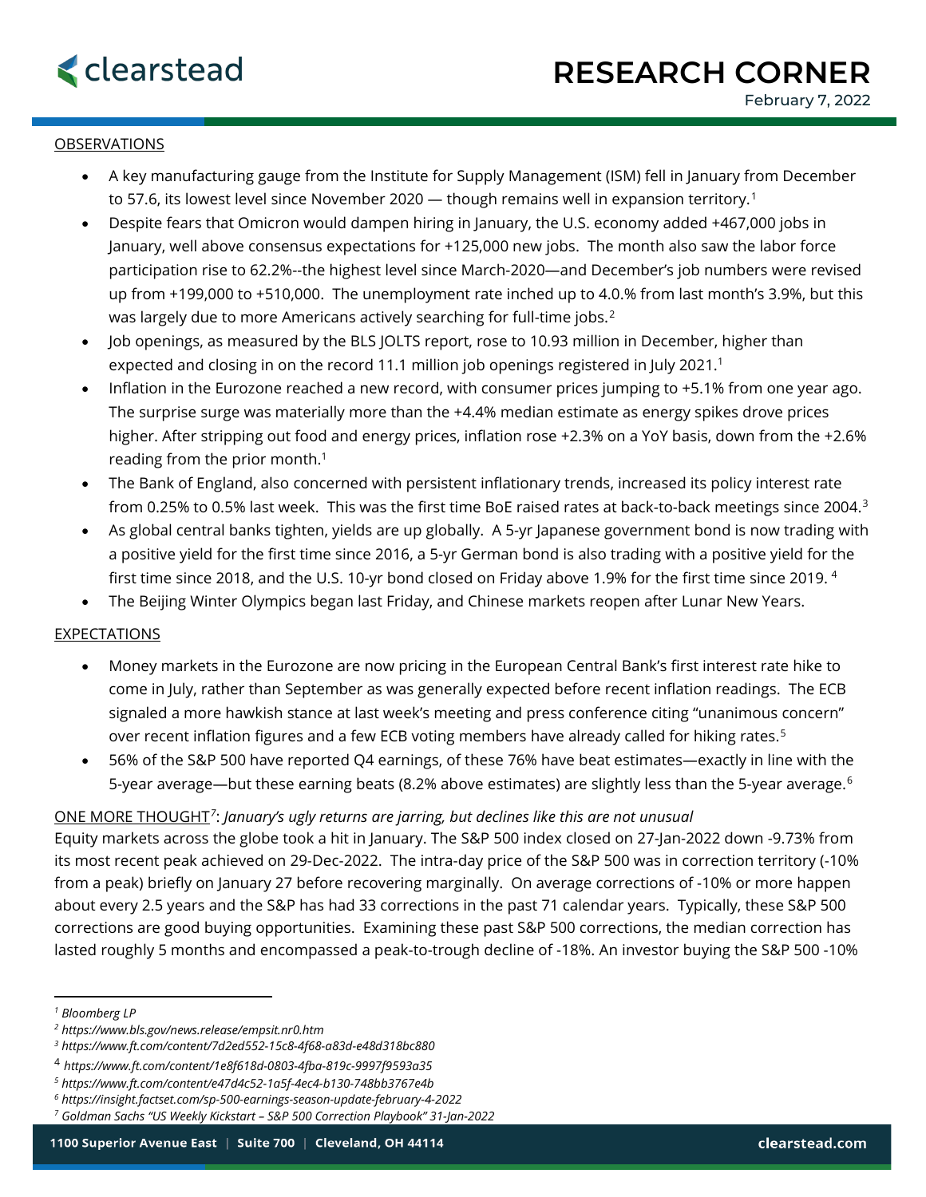clearstead

# RESEARCH CORNER

February 7, 2022

## OBSERVATIONS

- A key manufacturing gauge from the Institute for Supply Management (ISM) fell in January from December to 57.6, its lowest level since November 2020 — though remains well in expansion territory.[1]
- Despite fears that Omicron would dampen hiring in January, the U.S. economy added +467,000 jobs in January, well above consensus expectations for +125,000 new jobs. The month also saw the labor force participation rise to 62.2%--the highest level since March-2020—and December's job numbers were revised up from +199,000 to +510,000. The unemployment rate inched up to 4.0.% from last month's 3.9%, but this was largely due to more Americans actively searching for full-time jobs.[2]
- Job openings, as measured by the BLS JOLTS report, rose to 10.93 million in December, higher than expected and closing in on the record 11.1 million job openings registered in July 2021.[1]
- Inflation in the Eurozone reached a new record, with consumer prices jumping to +5.1% from one year ago. The surprise surge was materially more than the +4.4% median estimate as energy spikes drove prices higher. After stripping out food and energy prices, inflation rose +2.3% on a YoY basis, down from the +2.6% reading from the prior month.[1]
- The Bank of England, also concerned with persistent inflationary trends, increased its policy interest rate from 0.25% to 0.5% last week. This was the first time BoE raised rates at back-to-back meetings since 2004.[3]
- As global central banks tighten, yields are up globally. A 5-yr Japanese government bond is now trading with a positive yield for the first time since 2016, a 5-yr German bond is also trading with a positive yield for the first time since 2018, and the U.S. 10-yr bond closed on Friday above 1.9% for the first time since 2019.[4]
- The Beijing Winter Olympics began last Friday, and Chinese markets reopen after Lunar New Years.

## EXPECTATIONS

- Money markets in the Eurozone are now pricing in the European Central Bank's first interest rate hike to come in July, rather than September as was generally expected before recent inflation readings. The ECB signaled a more hawkish stance at last week's meeting and press conference citing "unanimous concern" over recent inflation figures and a few ECB voting members have already called for hiking rates.[5]
- 56% of the S&P 500 have reported Q4 earnings, of these 76% have beat estimates—exactly in line with the 5-year average—but these earning beats (8.2% above estimates) are slightly less than the 5-year average.[6]

## ONE MORE THOUGHT[7]: *January's ugly returns are jarring, but declines like this are not unusual*

Equity markets across the globe took a hit in January. The S&P 500 index closed on 27-Jan-2022 down -9.73% from its most recent peak achieved on 29-Dec-2022. The intra-day price of the S&P 500 was in correction territory (-10% from a peak) briefly on January 27 before recovering marginally. On average corrections of -10% or more happen about every 2.5 years and the S&P has had 33 corrections in the past 71 calendar years. Typically, these S&P 500 corrections are good buying opportunities. Examining these past S&P 500 corrections, the median correction has lasted roughly 5 months and encompassed a peak-to-trough decline of -18%. An investor buying the S&P 500 -10%

---

[1] *Bloomberg LP*

[2] *https://www.bls.gov/news.release/empsit.nr0.htm*

[3] *https://www.ft.com/content/7d2ed552-15c8-4f68-a83d-e48d318bc880*

[4] *https://www.ft.com/content/1e8f618d-0803-4fba-819c-9997f9593a35*

[5] *https://www.ft.com/content/e47d4c52-1a5f-4ec4-b130-748bb3767e4b*

[6] *https://insight.factset.com/sp-500-earnings-season-update-february-4-2022*

[7] *Goldman Sachs "US Weekly Kickstart – S&P 500 Correction Playbook" 31-Jan-2022*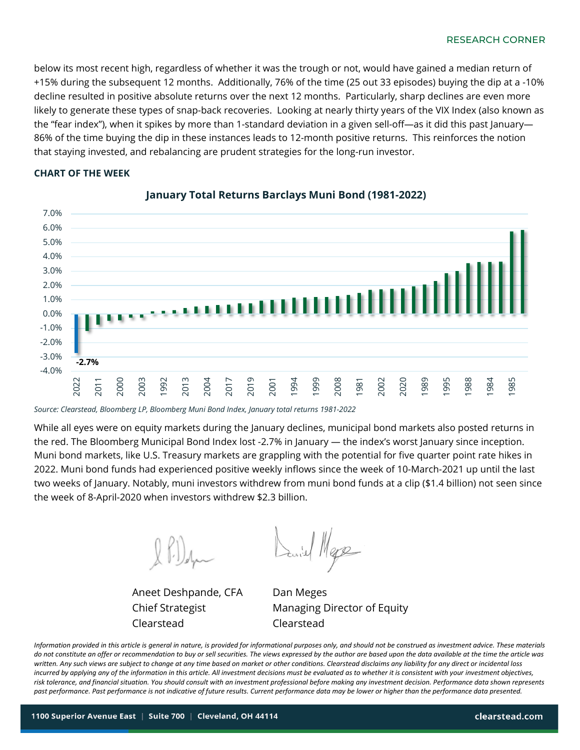below its most recent high, regardless of whether it was the trough or not, would have gained a median return of +15% during the subsequent 12 months. Additionally, 76% of the time (25 out 33 episodes) buying the dip at a -10% decline resulted in positive absolute returns over the next 12 months. Particularly, sharp declines are even more likely to generate these types of snap-back recoveries. Looking at nearly thirty years of the VIX Index (also known as the "fear index"), when it spikes by more than 1-standard deviation in a given sell-off—as it did this past January—86% of the time buying the dip in these instances leads to 12-month positive returns. This reinforces the notion that staying invested, and rebalancing are prudent strategies for the long-run investor.

**CHART OF THE WEEK**

**January Total Returns Barclays Muni Bond (1981-2022)**

7.0%
6.0%
5.0%
4.0%
3.0%
2.0%
1.0%
0.0%
-1.0%
-2.0%
-3.0%
-4.0%

-2.7%

2022, 2011, 2000, 2003, 1992, 2013, 2004, 2017, 2019, 2001, 1994, 1999, 2008, 1981, 2002, 2020, 1989, 1995, 1988, 1984, 1985

*Source: Clearstead, Bloomberg LP, Bloomberg Muni Bond Index, January total returns 1981-2022*

While all eyes were on equity markets during the January declines, municipal bond markets also posted returns in the red. The Bloomberg Municipal Bond Index lost -2.7% in January — the index's worst January since inception. Muni bond markets, like U.S. Treasury markets are grappling with the potential for five quarter point rate hikes in 2022. Muni bond funds had experienced positive weekly inflows since the week of 10-March-2021 up until the last two weeks of January. Notably, muni investors withdrew from muni bond funds at a clip ($1.4 billion) not seen since the week of 8-April-2020 when investors withdrew $2.3 billion.

Aneet Deshpande, CFA
Chief Strategist
Clearstead

Dan Meges
Managing Director of Equity
Clearstead

*Information provided in this article is general in nature, is provided for informational purposes only, and should not be construed as investment advice. These materials do not constitute an offer or recommendation to buy or sell securities. The views expressed by the author are based upon the data available at the time the article was written. Any such views are subject to change at any time based on market or other conditions. Clearstead disclaims any liability for any direct or incidental loss incurred by applying any of the information in this article. All investment decisions must be evaluated as to whether it is consistent with your investment objectives, risk tolerance, and financial situation. You should consult with an investment professional before making any investment decision. Performance data shown represents past performance. Past performance is not indicative of future results. Current performance data may be lower or higher than the performance data presented.*

**1100 Superior Avenue East | Suite 700 | Cleveland, OH 44114** **clearstead.com**